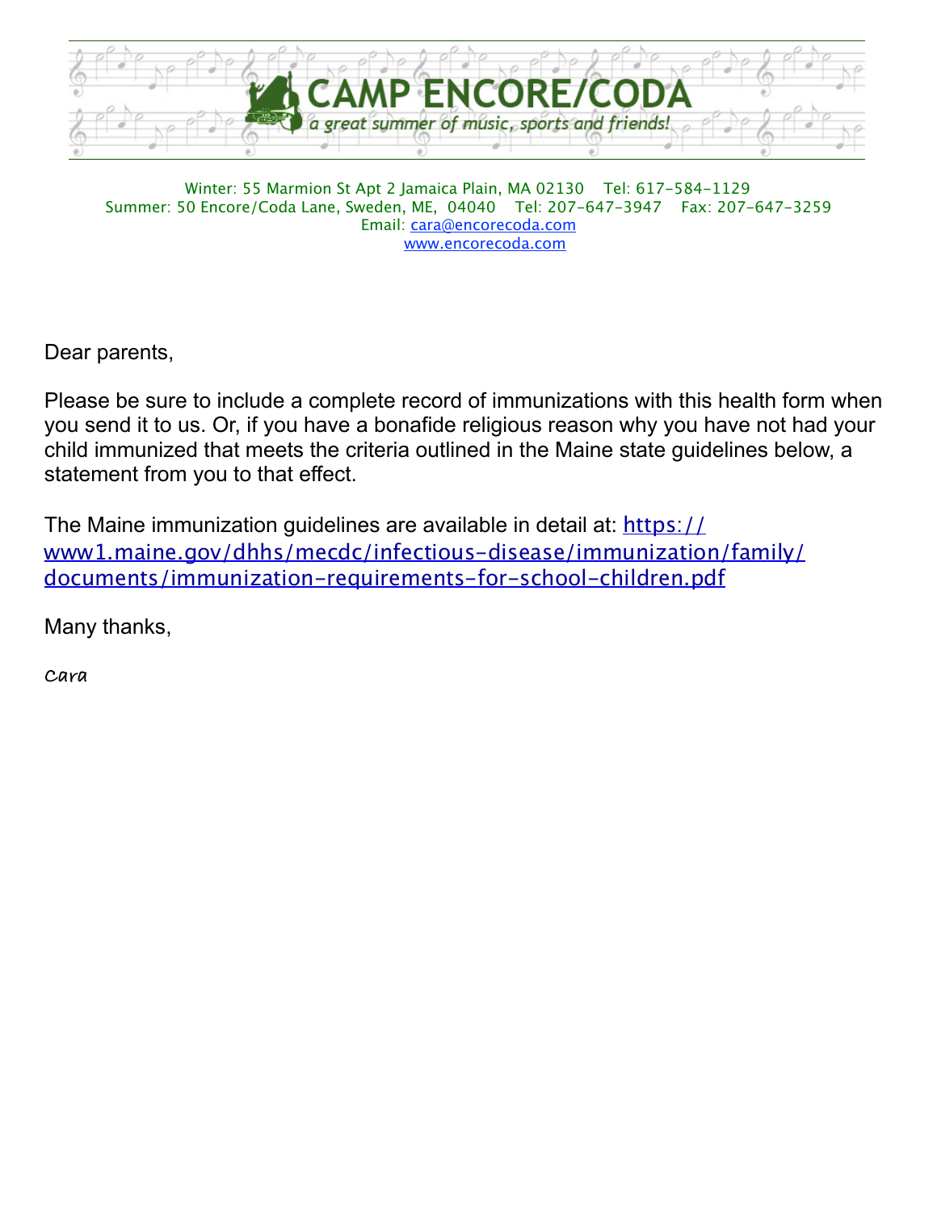# CAMP ENCORE/CODA

*a great summer of music, sports and friends!*

Winter: 55 Marmion St Apt 2 Jamaica Plain, MA 02130 Tel: 617-584-1129
Summer: 50 Encore/Coda Lane, Sweden, ME, 04040 Tel: 207-647-3947 Fax: 207-647-3259
Email: cara@encorecoda.com
www.encorecoda.com

Dear parents,

Please be sure to include a complete record of immunizations with this health form when you send it to us. Or, if you have a bonafide religious reason why you have not had your child immunized that meets the criteria outlined in the Maine state guidelines below, a statement from you to that effect.

The Maine immunization guidelines are available in detail at: https://www1.maine.gov/dhhs/mecdc/infectious-disease/immunization/family/documents/immunization-requirements-for-school-children.pdf

Many thanks,

Cara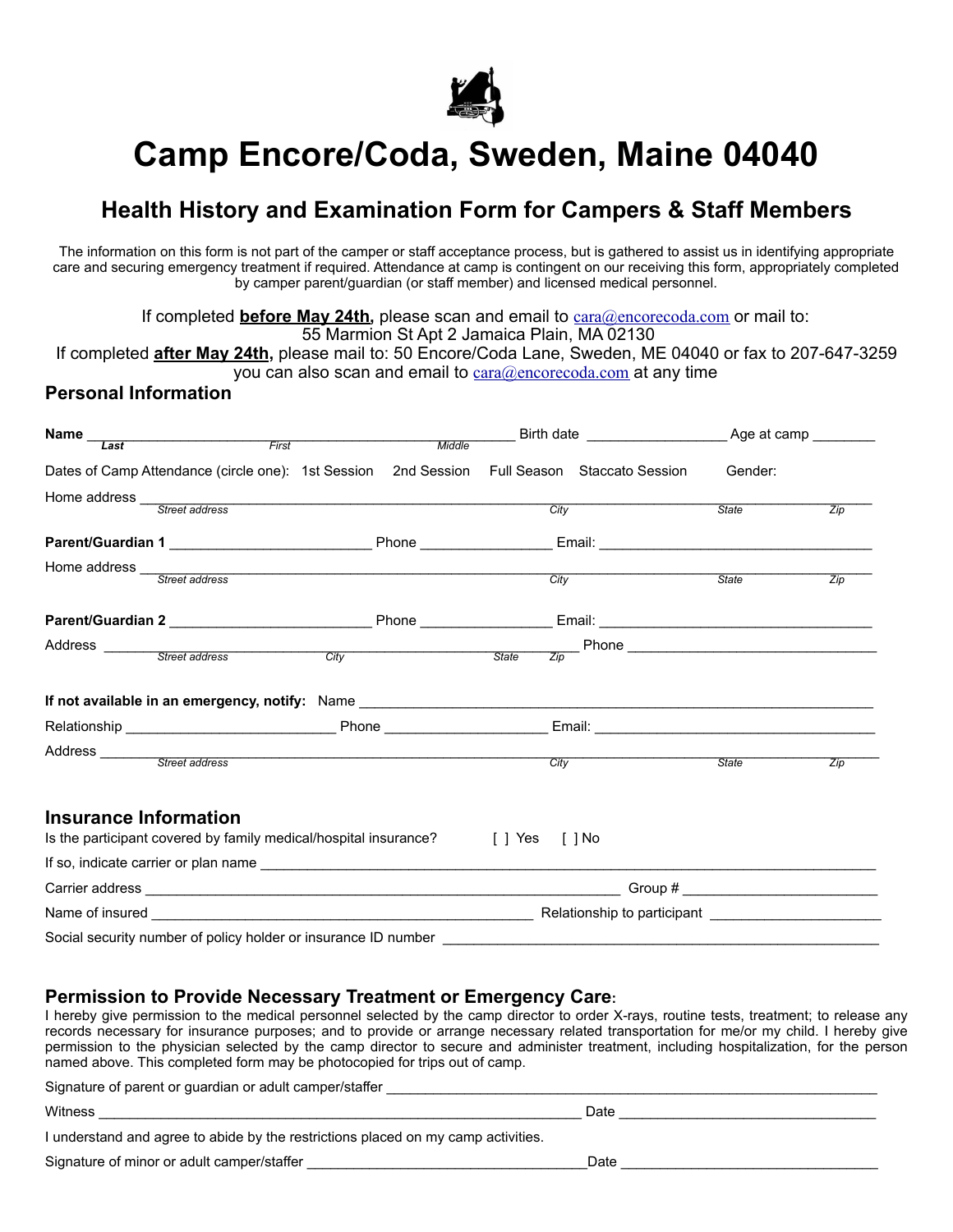# Camp Encore/Coda, Sweden, Maine 04040

## Health History and Examination Form for Campers & Staff Members

The information on this form is not part of the camper or staff acceptance process, but is gathered to assist us in identifying appropriate care and securing emergency treatment if required. Attendance at camp is contingent on our receiving this form, appropriately completed by camper parent/guardian (or staff member) and licensed medical personnel.

If completed **before May 24th,** please scan and email to cara@encorecoda.com or mail to:
55 Marmion St Apt 2 Jamaica Plain, MA 02130
If completed **after May 24th,** please mail to: 50 Encore/Coda Lane, Sweden, ME 04040 or fax to 207-647-3259
you can also scan and email to cara@encorecoda.com at any time

### Personal Information

**Name** ______________________________________________ Birth date _________________ Age at camp ________
*Last* *First* *Middle*

Dates of Camp Attendance (circle one): 1st Session 2nd Session Full Season Staccato Session Gender:

Home address _______________________________________________________________________________
*Street address* *City* *State* *Zip*

**Parent/Guardian 1** _________________________ Phone ________________ Email: __________________________________

Home address _______________________________________________________________________________
*Street address* *City* *State* *Zip*

**Parent/Guardian 2** _________________________ Phone ________________ Email: __________________________________

Address ______________________________________________________ Phone _________________________________
*Street address* *City* *State* *Zip*

**If not available in an emergency, notify:** Name ________________________________________________________________

Relationship __________________________ Phone ____________________ Email: ___________________________________

Address _______________________________________________________________________________
*Street address* *City* *State* *Zip*

### Insurance Information

Is the participant covered by family medical/hospital insurance? [ ] Yes [ ] No

If so, indicate carrier or plan name ___________________________________________________________________

Carrier address _______________________________________________________ Group # _______________________

Name of insured _______________________________________________ Relationship to participant ____________________

Social security number of policy holder or insurance ID number ______________________________________________

### Permission to Provide Necessary Treatment or Emergency Care:

I hereby give permission to the medical personnel selected by the camp director to order X-rays, routine tests, treatment; to release any records necessary for insurance purposes; and to provide or arrange necessary related transportation for me/or my child. I hereby give permission to the physician selected by the camp director to secure and administer treatment, including hospitalization, for the person named above. This completed form may be photocopied for trips out of camp.

Signature of parent or guardian or adult camper/staffer ___________________________________________________

Witness ________________________________________________________ Date _______________________________

I understand and agree to abide by the restrictions placed on my camp activities.

Signature of minor or adult camper/staffer ___________________________________Date _______________________________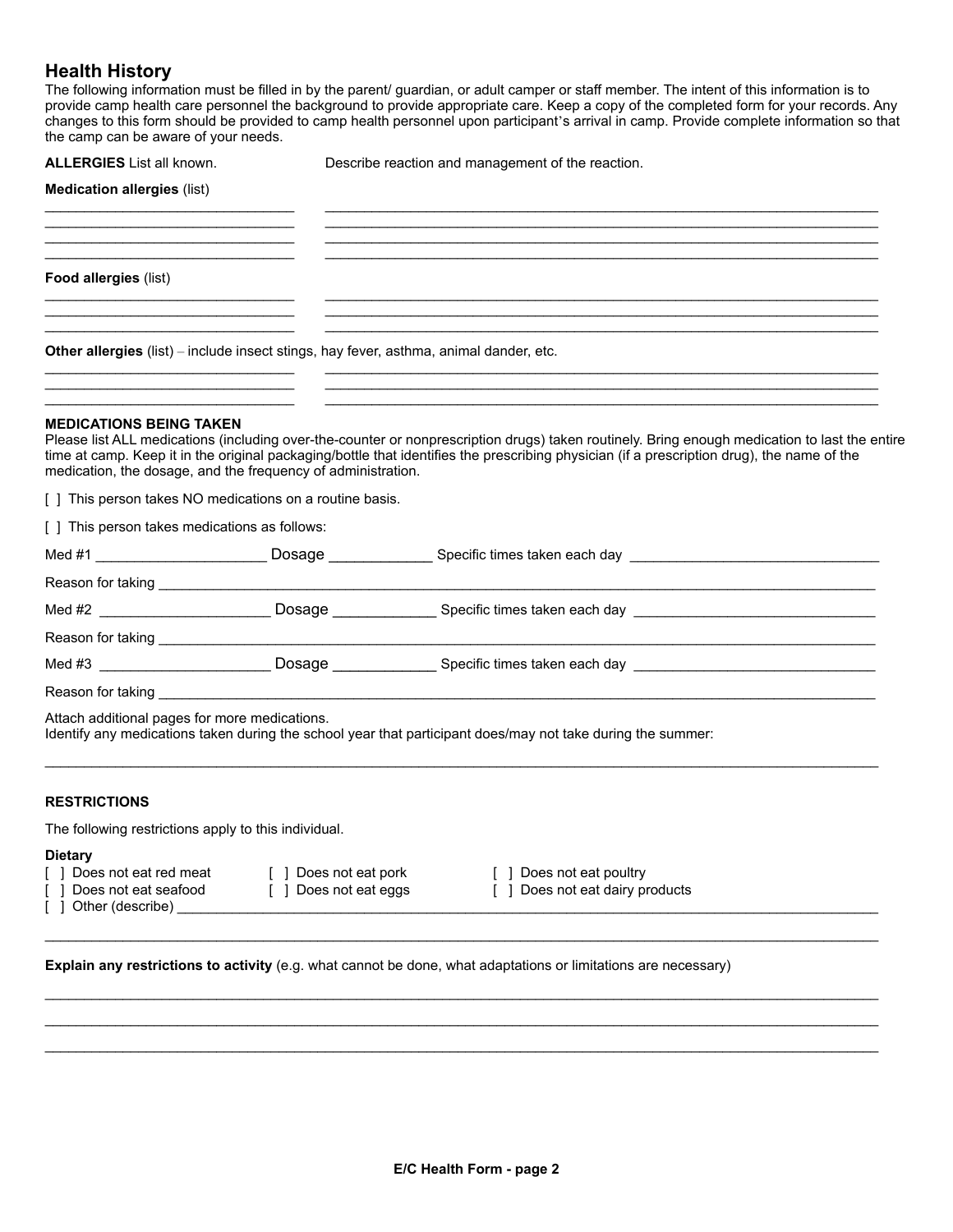## Health History

The following information must be filled in by the parent/ guardian, or adult camper or staff member. The intent of this information is to provide camp health care personnel the background to provide appropriate care. Keep a copy of the completed form for your records. Any changes to this form should be provided to camp health personnel upon participant's arrival in camp. Provide complete information so that the camp can be aware of your needs.

**ALLERGIES** List all known. Describe reaction and management of the reaction.

**Medication allergies** (list)

______________________________ ______________________________________________________________________
______________________________ ______________________________________________________________________
______________________________ ______________________________________________________________________
______________________________ ______________________________________________________________________

**Food allergies** (list)

______________________________ ______________________________________________________________________
______________________________ ______________________________________________________________________
______________________________ ______________________________________________________________________

**Other allergies** (list) – include insect stings, hay fever, asthma, animal dander, etc.

______________________________ ______________________________________________________________________
______________________________ ______________________________________________________________________
______________________________ ______________________________________________________________________

**MEDICATIONS BEING TAKEN**

Please list ALL medications (including over-the-counter or nonprescription drugs) taken routinely. Bring enough medication to last the entire time at camp. Keep it in the original packaging/bottle that identifies the prescribing physician (if a prescription drug), the name of the medication, the dosage, and the frequency of administration.

[ ] This person takes NO medications on a routine basis.

[ ] This person takes medications as follows:

Med #1 ____________________ Dosage ____________ Specific times taken each day ______________________________

Reason for taking ______________________________________________________________________________________

Med #2 ____________________ Dosage ____________ Specific times taken each day ______________________________

Reason for taking ______________________________________________________________________________________

Med #3 ____________________ Dosage ____________ Specific times taken each day ______________________________

Reason for taking ______________________________________________________________________________________

Attach additional pages for more medications.
Identify any medications taken during the school year that participant does/may not take during the summer:

________________________________________________________________________________________________________

**RESTRICTIONS**

The following restrictions apply to this individual.

**Dietary**

[ ] Does not eat red meat [ ] Does not eat pork [ ] Does not eat poultry
[ ] Does not eat seafood [ ] Does not eat eggs [ ] Does not eat dairy products
[ ] Other (describe) ___________________________________________________________________________________

________________________________________________________________________________________________________

**Explain any restrictions to activity** (e.g. what cannot be done, what adaptations or limitations are necessary)

________________________________________________________________________________________________________
________________________________________________________________________________________________________
________________________________________________________________________________________________________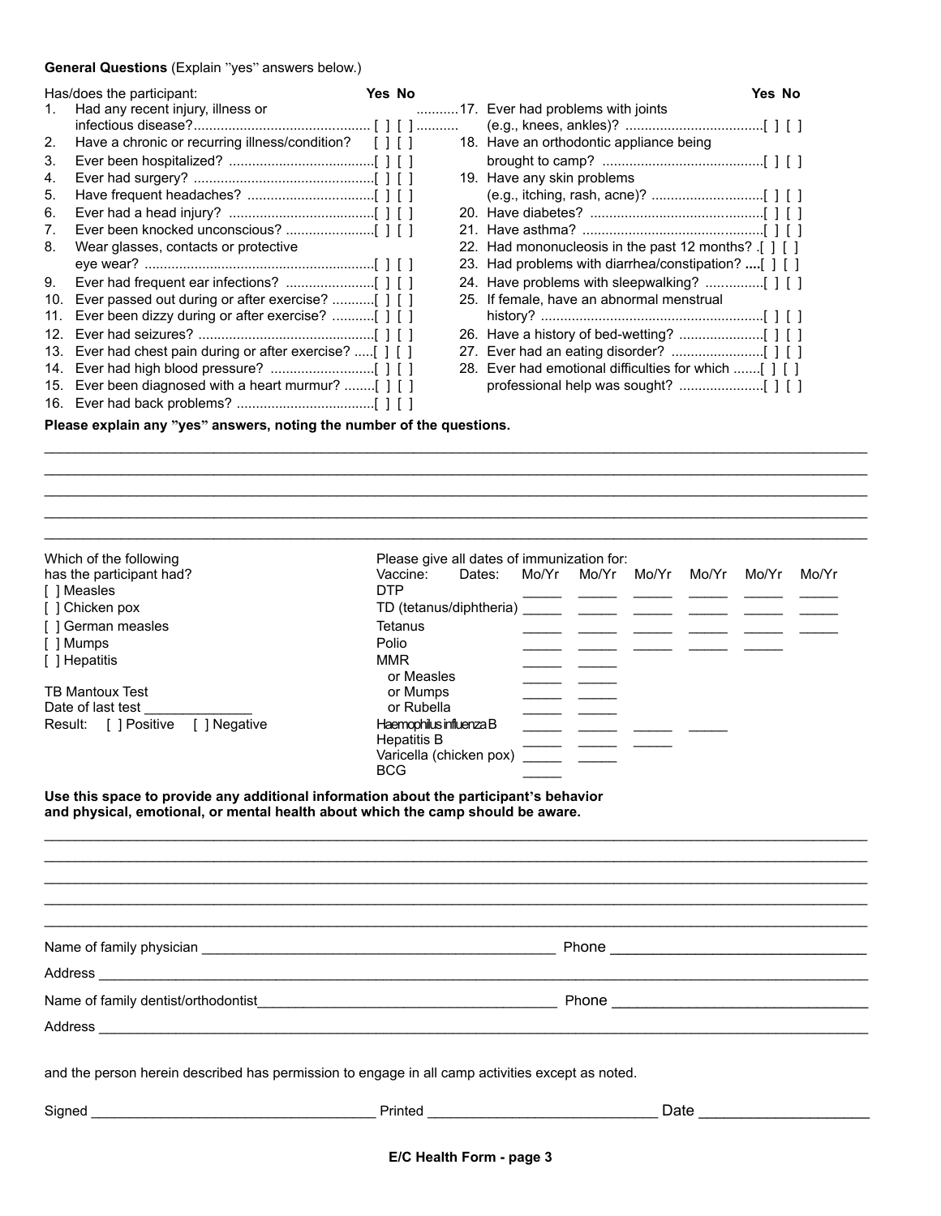**General Questions** (Explain "yes" answers below.)

| Has/does the participant: | Yes | No |
|---|---|---|
| 1. Had any recent injury, illness or infectious disease? | [ ] | [ ] |
| 2. Have a chronic or recurring illness/condition? | [ ] | [ ] |
| 3. Ever been hospitalized? | [ ] | [ ] |
| 4. Ever had surgery? | [ ] | [ ] |
| 5. Have frequent headaches? | [ ] | [ ] |
| 6. Ever had a head injury? | [ ] | [ ] |
| 7. Ever been knocked unconscious? | [ ] | [ ] |
| 8. Wear glasses, contacts or protective eye wear? | [ ] | [ ] |
| 9. Ever had frequent ear infections? | [ ] | [ ] |
| 10. Ever passed out during or after exercise? | [ ] | [ ] |
| 11. Ever been dizzy during or after exercise? | [ ] | [ ] |
| 12. Ever had seizures? | [ ] | [ ] |
| 13. Ever had chest pain during or after exercise? | [ ] | [ ] |
| 14. Ever had high blood pressure? | [ ] | [ ] |
| 15. Ever been diagnosed with a heart murmur? | [ ] | [ ] |
| 16. Ever had back problems? | [ ] | [ ] |
| 17. Ever had problems with joints (e.g., knees, ankles)? | [ ] | [ ] |
| 18. Have an orthodontic appliance being brought to camp? | [ ] | [ ] |
| 19. Have any skin problems (e.g., itching, rash, acne)? | [ ] | [ ] |
| 20. Have diabetes? | [ ] | [ ] |
| 21. Have asthma? | [ ] | [ ] |
| 22. Had mononucleosis in the past 12 months? | [ ] | [ ] |
| 23. Had problems with diarrhea/constipation? | [ ] | [ ] |
| 24. Have problems with sleepwalking? | [ ] | [ ] |
| 25. If female, have an abnormal menstrual history? | [ ] | [ ] |
| 26. Have a history of bed-wetting? | [ ] | [ ] |
| 27. Ever had an eating disorder? | [ ] | [ ] |
| 28. Ever had emotional difficulties for which professional help was sought? | [ ] | [ ] |

**Please explain any "yes" answers, noting the number of the questions.**

_______________________________________________________________________________
_______________________________________________________________________________
_______________________________________________________________________________
_______________________________________________________________________________
_______________________________________________________________________________

Which of the following has the participant had?

[ ] Measles
[ ] Chicken pox
[ ] German measles
[ ] Mumps
[ ] Hepatitis

TB Mantoux Test
Date of last test ______________
Result: [ ] Positive [ ] Negative

Please give all dates of immunization for:

| Vaccine: Dates: | Mo/Yr | Mo/Yr | Mo/Yr | Mo/Yr | Mo/Yr | Mo/Yr |
|---|---|---|---|---|---|---|
| DTP | _____ | _____ | _____ | _____ | _____ | _____ |
| TD (tetanus/diphtheria) | _____ | _____ | _____ | _____ | _____ | _____ |
| Tetanus | _____ | _____ | _____ | _____ | _____ | _____ |
| Polio | _____ | _____ | _____ | _____ | _____ | |
| MMR | _____ | _____ | | | | |
| or Measles | _____ | _____ | | | | |
| or Mumps | _____ | _____ | | | | |
| or Rubella | _____ | _____ | | | | |
| Haemophilus influenza B | _____ | _____ | _____ | _____ | | |
| Hepatitis B | _____ | _____ | _____ | | | |
| Varicella (chicken pox) | _____ | _____ | | | | |
| BCG | _____ | | | | | |

**Use this space to provide any additional information about the participant's behavior and physical, emotional, or mental health about which the camp should be aware.**

_______________________________________________________________________________
_______________________________________________________________________________
_______________________________________________________________________________
_______________________________________________________________________________
_______________________________________________________________________________

Name of family physician ____________________________________ Phone ______________________

Address _______________________________________________________________________________

Name of family dentist/orthodontist____________________________ Phone ______________________

Address _______________________________________________________________________________

and the person herein described has permission to engage in all camp activities except as noted.

Signed ______________________________ Printed ________________________ Date ________________

**E/C Health Form - page 3**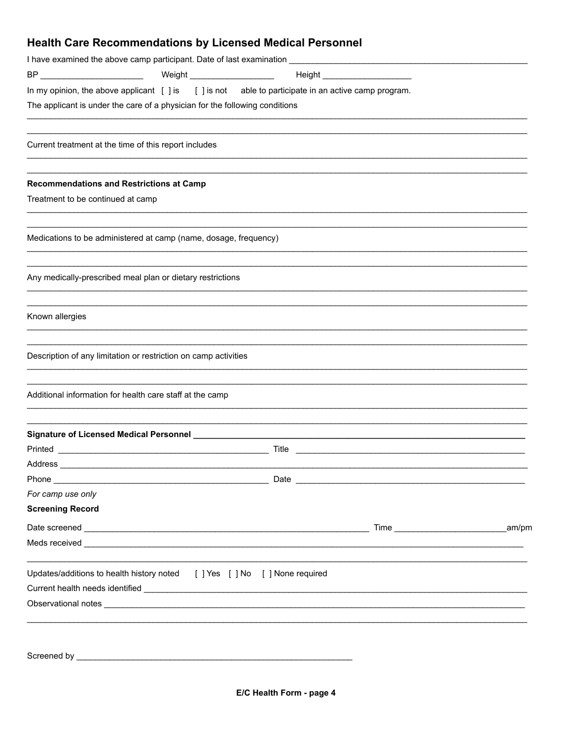## Health Care Recommendations by Licensed Medical Personnel

I have examined the above camp participant. Date of last examination ___________________________________________________

BP ______________________ Weight __________________ Height ___________________

In my opinion, the above applicant [ ] is [ ] is not able to participate in an active camp program.

The applicant is under the care of a physician for the following conditions

______________________________________________________________________________________________________

______________________________________________________________________________________________________

Current treatment at the time of this report includes

______________________________________________________________________________________________________

______________________________________________________________________________________________________

**Recommendations and Restrictions at Camp**

Treatment to be continued at camp

______________________________________________________________________________________________________

______________________________________________________________________________________________________

Medications to be administered at camp (name, dosage, frequency)

______________________________________________________________________________________________________

______________________________________________________________________________________________________

Any medically-prescribed meal plan or dietary restrictions

______________________________________________________________________________________________________

______________________________________________________________________________________________________

Known allergies

______________________________________________________________________________________________________

______________________________________________________________________________________________________

Description of any limitation or restriction on camp activities

______________________________________________________________________________________________________

______________________________________________________________________________________________________

Additional information for health care staff at the camp

______________________________________________________________________________________________________

______________________________________________________________________________________________________

**Signature of Licensed Medical Personnel** ___________________________________________________________________

Printed ____________________________________________ Title ________________________________________________

Address _____________________________________________________________________________________________

Phone ______________________________________________ Date ________________________________________________

*For camp use only*

**Screening Record**

Date screened ___________________________________________________________ Time ________________________am/pm

Meds received _______________________________________________________________________________________

______________________________________________________________________________________________________

Updates/additions to health history noted [ ] Yes [ ] No [ ] None required

Current health needs identified _________________________________________________________________________

Observational notes ___________________________________________________________________________________

______________________________________________________________________________________________________

Screened by ___________________________________________________________

**E/C Health Form - page 4**